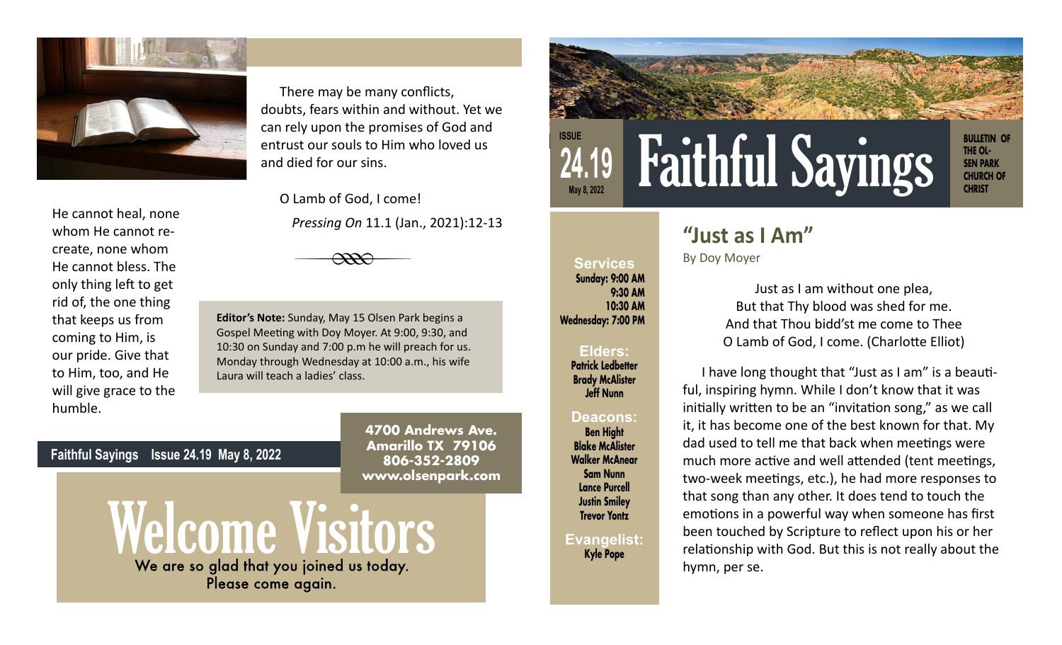He cannot heal, none whom He cannot re-create, none whom He cannot bless. The only thing left to get rid of, the one thing that keeps us from coming to Him, is our pride. Give that to Him, too, and He will give grace to the humble.

There may be many conflicts, doubts, fears within and without. Yet we can rely upon the promises of God and entrust our souls to Him who loved us and died for our sins.

O Lamb of God, I come!

*Pressing On* 11.1 (Jan., 2021):12-13

**Editor's Note:** Sunday, May 15 Olsen Park begins a Gospel Meeting with Doy Moyer. At 9:00, 9:30, and 10:30 on Sunday and 7:00 p.m he will preach for us. Monday through Wednesday at 10:00 a.m., his wife Laura will teach a ladies' class.

**Faithful Sayings Issue 24.19 May 8, 2022**

**4700 Andrews Ave.**
**Amarillo TX 79106**
**806-352-2809**
**www.olsenpark.com**

# Welcome Visitors

We are so glad that you joined us today.
Please come again.

ISSUE **24.19** May 8, 2022

# Faithful Sayings

**BULLETIN OF THE OLSEN PARK CHURCH OF CHRIST**

**Services**
Sunday: 9:00 AM
9:30 AM
10:30 AM
Wednesday: 7:00 PM

**Elders:**
Patrick Ledbetter
Brady McAlister
Jeff Nunn

**Deacons:**
Ben Hight
Blake McAlister
Walker McAnear
Sam Nunn
Lance Purcell
Justin Smiley
Trevor Yontz

**Evangelist:**
Kyle Pope

## "Just as I Am"

By Doy Moyer

Just as I am without one plea,
But that Thy blood was shed for me.
And that Thou bidd'st me come to Thee
O Lamb of God, I come. (Charlotte Elliot)

I have long thought that "Just as I am" is a beautiful, inspiring hymn. While I don't know that it was initially written to be an "invitation song," as we call it, it has become one of the best known for that. My dad used to tell me that back when meetings were much more active and well attended (tent meetings, two-week meetings, etc.), he had more responses to that song than any other. It does tend to touch the emotions in a powerful way when someone has first been touched by Scripture to reflect upon his or her relationship with God. But this is not really about the hymn, per se.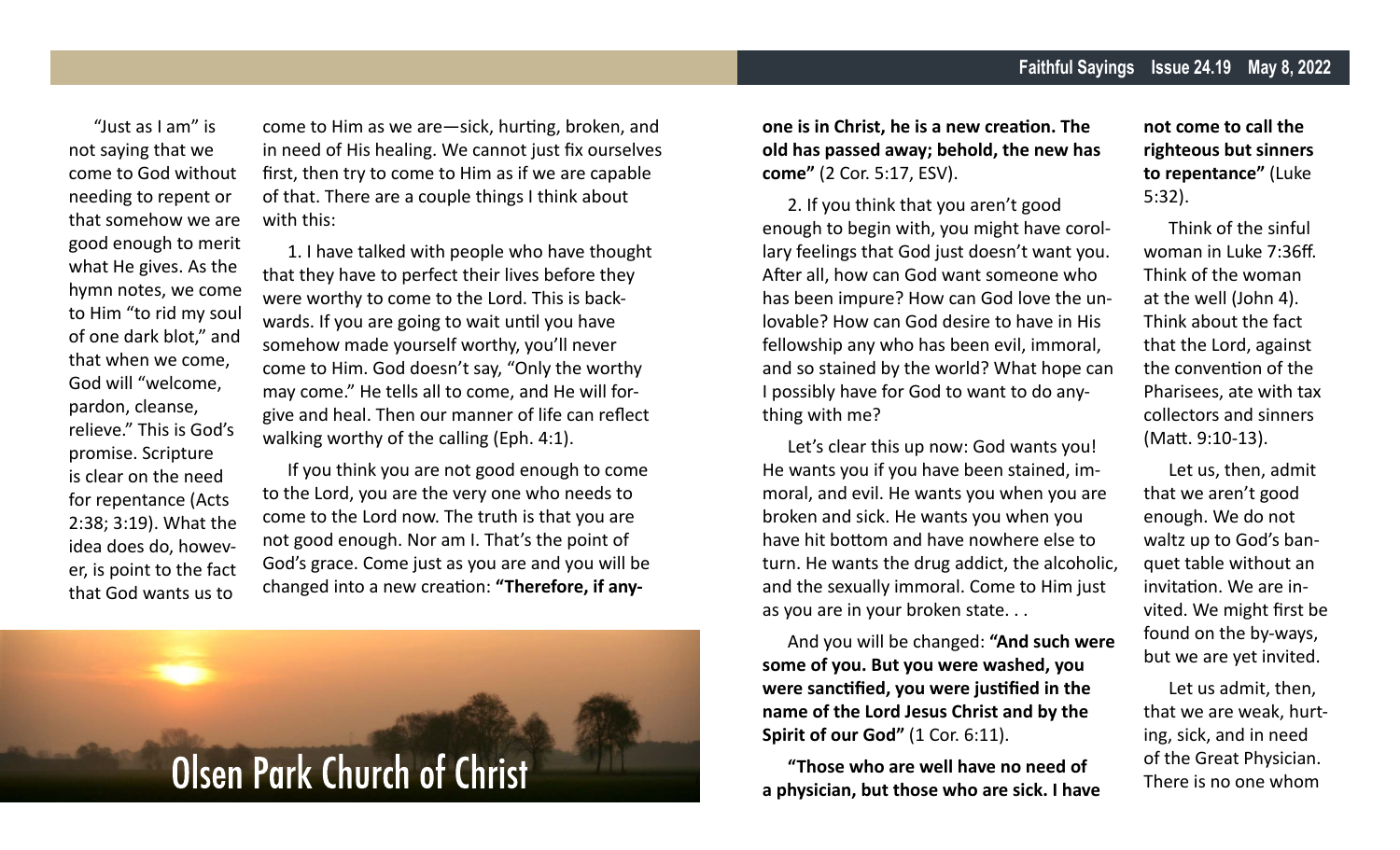"Just as I am" is not saying that we come to God without needing to repent or that somehow we are good enough to merit what He gives. As the hymn notes, we come to Him "to rid my soul of one dark blot," and that when we come, God will "welcome, pardon, cleanse, relieve." This is God's promise. Scripture is clear on the need for repentance (Acts 2:38; 3:19). What the idea does do, however, is point to the fact that God wants us to come to Him as we are—sick, hurting, broken, and in need of His healing. We cannot just fix ourselves first, then try to come to Him as if we are capable of that. There are a couple things I think about with this:

1. I have talked with people who have thought that they have to perfect their lives before they were worthy to come to the Lord. This is backwards. If you are going to wait until you have somehow made yourself worthy, you'll never come to Him. God doesn't say, "Only the worthy may come." He tells all to come, and He will forgive and heal. Then our manner of life can reflect walking worthy of the calling (Eph. 4:1).

If you think you are not good enough to come to the Lord, you are the very one who needs to come to the Lord now. The truth is that you are not good enough. Nor am I. That's the point of God's grace. Come just as you are and you will be changed into a new creation: **"Therefore, if anyone is in Christ, he is a new creation. The old has passed away; behold, the new has come"** (2 Cor. 5:17, ESV).

Olsen Park Church of Christ

2. If you think that you aren't good enough to begin with, you might have corollary feelings that God just doesn't want you. After all, how can God want someone who has been impure? How can God love the unlovable? How can God desire to have in His fellowship any who has been evil, immoral, and so stained by the world? What hope can I possibly have for God to want to do anything with me?

Let's clear this up now: God wants you! He wants you if you have been stained, immoral, and evil. He wants you when you are broken and sick. He wants you when you have hit bottom and have nowhere else to turn. He wants the drug addict, the alcoholic, and the sexually immoral. Come to Him just as you are in your broken state. . .

And you will be changed: **"And such were some of you. But you were washed, you were sanctified, you were justified in the name of the Lord Jesus Christ and by the Spirit of our God"** (1 Cor. 6:11).

**"Those who are well have no need of a physician, but those who are sick. I have not come to call the righteous but sinners to repentance"** (Luke 5:32).

Think of the sinful woman in Luke 7:36ff. Think of the woman at the well (John 4). Think about the fact that the Lord, against the convention of the Pharisees, ate with tax collectors and sinners (Matt. 9:10-13).

Let us, then, admit that we aren't good enough. We do not waltz up to God's banquet table without an invitation. We are invited. We might first be found on the by-ways, but we are yet invited.

Let us admit, then, that we are weak, hurting, sick, and in need of the Great Physician. There is no one whom